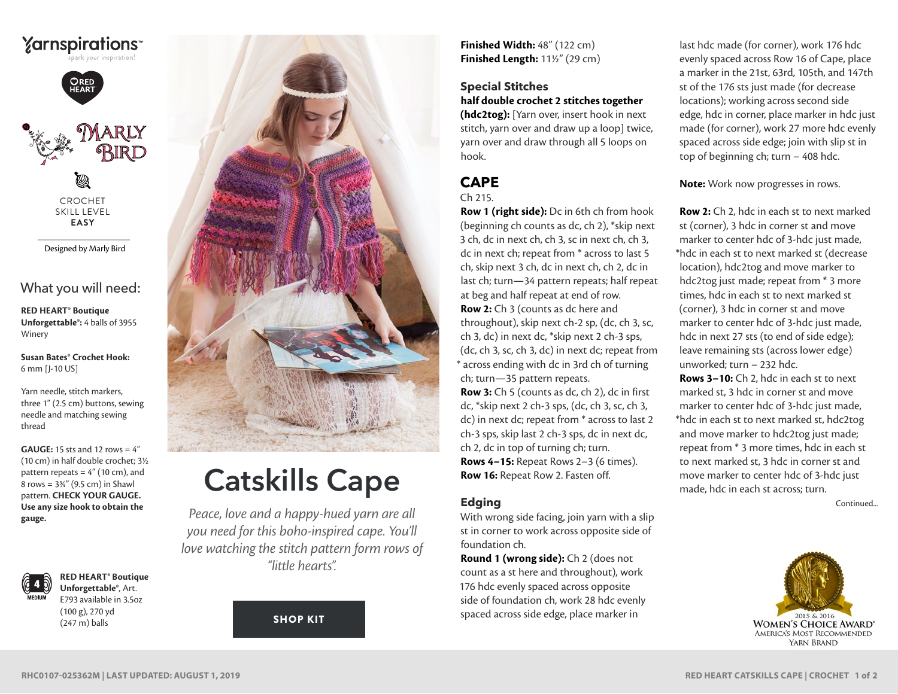Yarnspirations™
spark your inspiration!

RED HEART

MARLY BIRD

CROCHET
SKILL LEVEL
**EASY**

Designed by Marly Bird

## What you will need:

**RED HEART® Boutique Unforgettable®:** 4 balls of 3955 Winery

**Susan Bates® Crochet Hook:** 6 mm [J-10 US]

Yarn needle, stitch markers, three 1" (2.5 cm) buttons, sewing needle and matching sewing thread

**GAUGE:** 15 sts and 12 rows = 4" (10 cm) in half double crochet; 3½ pattern repeats = 4" (10 cm), and 8 rows = 3¾" (9.5 cm) in Shawl pattern. **CHECK YOUR GAUGE. Use any size hook to obtain the gauge.**

4 MEDIUM **RED HEART® Boutique Unforgettable®**, Art. E793 available in 3.5oz (100 g), 270 yd (247 m) balls

# Catskills Cape

*Peace, love and a happy-hued yarn are all you need for this boho-inspired cape. You'll love watching the stitch pattern form rows of "little hearts".*

SHOP KIT

**Finished Width:** 48" (122 cm)
**Finished Length:** 11½" (29 cm)

### Special Stitches

**half double crochet 2 stitches together (hdc2tog):** [Yarn over, insert hook in next stitch, yarn over and draw up a loop] twice, yarn over and draw through all 5 loops on hook.

## CAPE

Ch 215.

**Row 1 (right side):** Dc in 6th ch from hook (beginning ch counts as dc, ch 2), *skip next 3 ch, dc in next ch, ch 3, sc in next ch, ch 3, dc in next ch; repeat from * across to last 5 ch, skip next 3 ch, dc in next ch, ch 2, dc in last ch; turn—34 pattern repeats; half repeat at beg and half repeat at end of row.

**Row 2:** Ch 3 (counts as dc here and throughout), skip next ch-2 sp, (dc, ch 3, sc, ch 3, dc) in next dc, *skip next 2 ch-3 sps, (dc, ch 3, sc, ch 3, dc) in next dc; repeat from * across ending with dc in 3rd ch of turning ch; turn—35 pattern repeats.

**Row 3:** Ch 5 (counts as dc, ch 2), dc in first dc, *skip next 2 ch-3 sps, (dc, ch 3, sc, ch 3, dc) in next dc; repeat from * across to last 2 ch-3 sps, skip last 2 ch-3 sps, dc in next dc, ch 2, dc in top of turning ch; turn.

**Rows 4–15:** Repeat Rows 2–3 (6 times).

**Row 16:** Repeat Row 2. Fasten off.

### Edging

With wrong side facing, join yarn with a slip st in corner to work across opposite side of foundation ch.

**Round 1 (wrong side):** Ch 2 (does not count as a st here and throughout), work 176 hdc evenly spaced across opposite side of foundation ch, work 28 hdc evenly spaced across side edge, place marker in last hdc made (for corner), work 176 hdc evenly spaced across Row 16 of Cape, place a marker in the 21st, 63rd, 105th, and 147th st of the 176 sts just made (for decrease locations); working across second side edge, hdc in corner, place marker in hdc just made (for corner), work 27 more hdc evenly spaced across side edge; join with slip st in top of beginning ch; turn – 408 hdc.

**Note:** Work now progresses in rows.

**Row 2:** Ch 2, hdc in each st to next marked st (corner), 3 hdc in corner st and move marker to center hdc of 3-hdc just made, *hdc in each st to next marked st (decrease location), hdc2tog and move marker to hdc2tog just made; repeat from * 3 more times, hdc in each st to next marked st (corner), 3 hdc in corner st and move marker to center hdc of 3-hdc just made, hdc in next 27 sts (to end of side edge); leave remaining sts (across lower edge) unworked; turn – 232 hdc.

**Rows 3–10:** Ch 2, hdc in each st to next marked st, 3 hdc in corner st and move marker to center hdc of 3-hdc just made, *hdc in each st to next marked st, hdc2tog and move marker to hdc2tog just made; repeat from * 3 more times, hdc in each st to next marked st, 3 hdc in corner st and move marker to center hdc of 3-hdc just made, hdc in each st across; turn.

Continued...

2015 & 2016 WOMEN'S CHOICE AWARD® America's Most Recommended Yarn Brand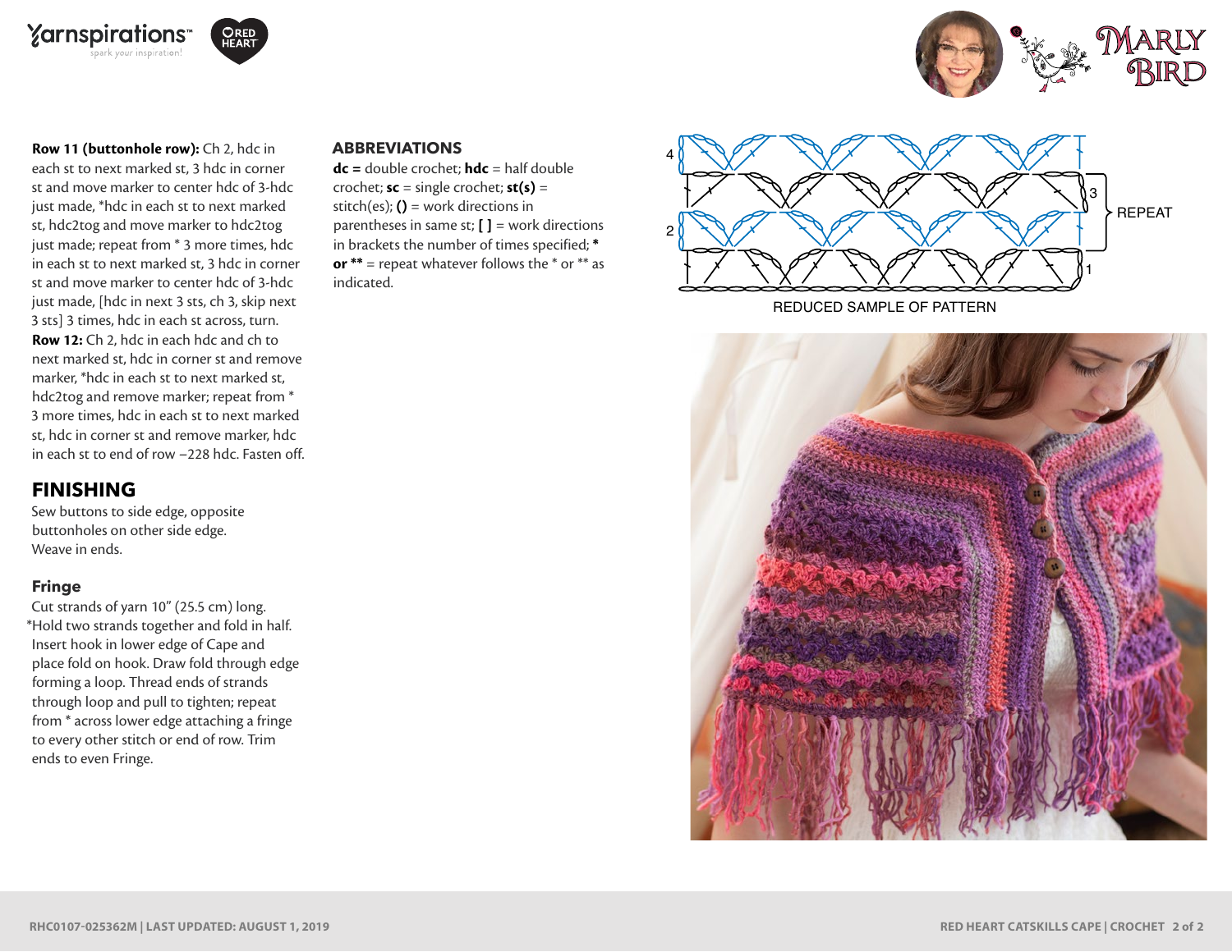**Row 11 (buttonhole row):** Ch 2, hdc in each st to next marked st, 3 hdc in corner st and move marker to center hdc of 3-hdc just made, *hdc in each st to next marked st, hdc2tog and move marker to hdc2tog just made; repeat from * 3 more times, hdc in each st to next marked st, 3 hdc in corner st and move marker to center hdc of 3-hdc just made, [hdc in next 3 sts, ch 3, skip next 3 sts] 3 times, hdc in each st across, turn.
**Row 12:** Ch 2, hdc in each hdc and ch to next marked st, hdc in corner st and remove marker, *hdc in each st to next marked st, hdc2tog and remove marker; repeat from * 3 more times, hdc in each st to next marked st, hdc in corner st and remove marker, hdc in each st to end of row –228 hdc. Fasten off.

## FINISHING

Sew buttons to side edge, opposite buttonholes on other side edge.
Weave in ends.

### Fringe

Cut strands of yarn 10" (25.5 cm) long. *Hold two strands together and fold in half. Insert hook in lower edge of Cape and place fold on hook. Draw fold through edge forming a loop. Thread ends of strands through loop and pull to tighten; repeat from * across lower edge attaching a fringe to every other stitch or end of row. Trim ends to even Fringe.

## ABBREVIATIONS

**dc =** double crochet; **hdc** = half double crochet; **sc** = single crochet; **st(s)** = stitch(es); **()** = work directions in parentheses in same st; **[ ]** = work directions in brackets the number of times specified; **\* or \*\*** = repeat whatever follows the * or ** as indicated.

4
3
REPEAT
2
1
REDUCED SAMPLE OF PATTERN